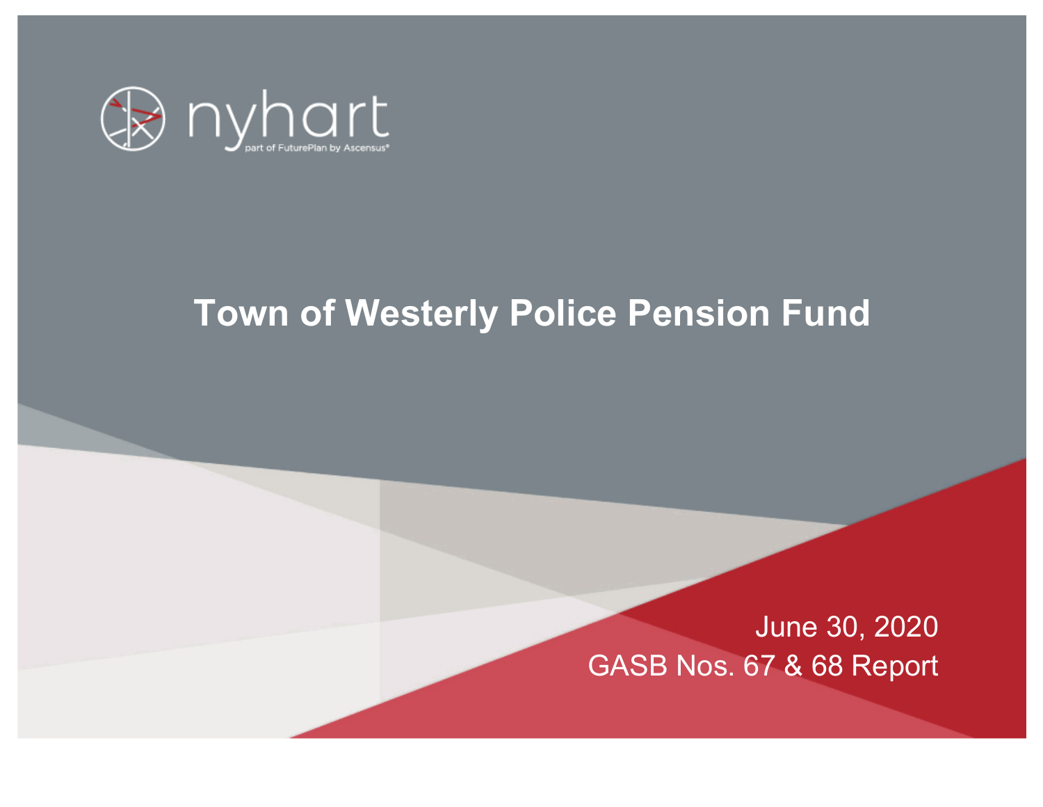nyhart

part of FuturePlan by Ascensus®

# Town of Westerly Police Pension Fund

June 30, 2020

GASB Nos. 67 & 68 Report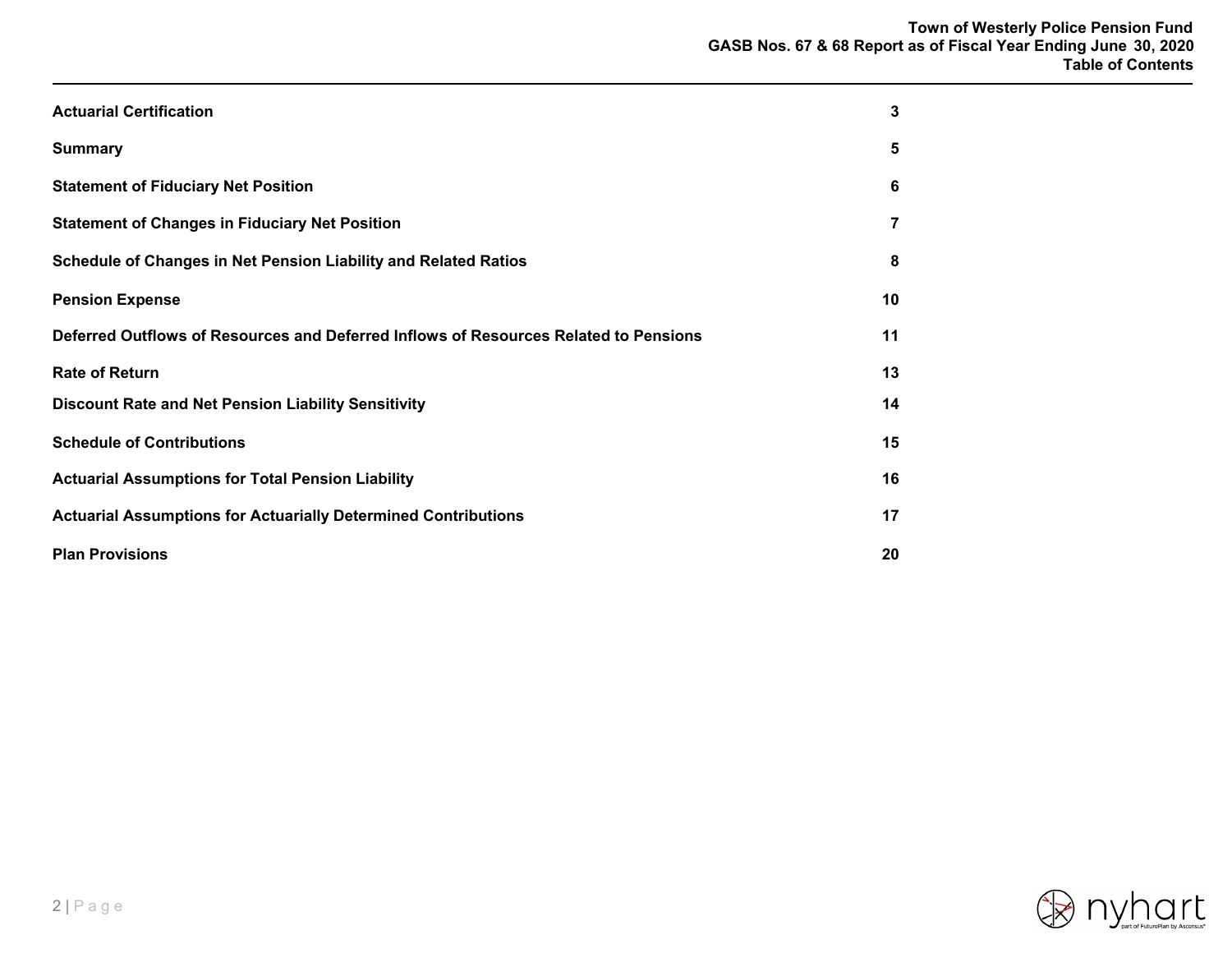# Table of Contents

| | |
|---|---|
| **Actuarial Certification** | **3** |
| **Summary** | **5** |
| **Statement of Fiduciary Net Position** | **6** |
| **Statement of Changes in Fiduciary Net Position** | **7** |
| **Schedule of Changes in Net Pension Liability and Related Ratios** | **8** |
| **Pension Expense** | **10** |
| **Deferred Outflows of Resources and Deferred Inflows of Resources Related to Pensions** | **11** |
| **Rate of Return** | **13** |
| **Discount Rate and Net Pension Liability Sensitivity** | **14** |
| **Schedule of Contributions** | **15** |
| **Actuarial Assumptions for Total Pension Liability** | **16** |
| **Actuarial Assumptions for Actuarially Determined Contributions** | **17** |
| **Plan Provisions** | **20** |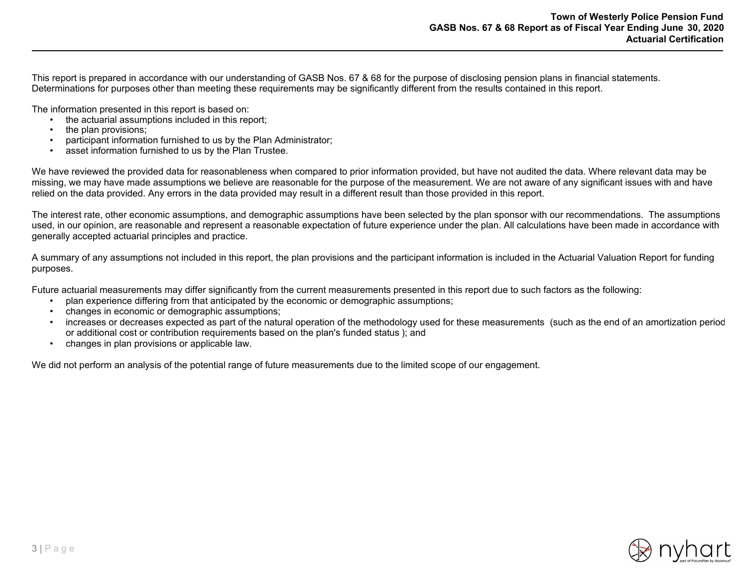This report is prepared in accordance with our understanding of GASB Nos. 67 & 68 for the purpose of disclosing pension plans in financial statements. Determinations for purposes other than meeting these requirements may be significantly different from the results contained in this report.

The information presented in this report is based on:

- the actuarial assumptions included in this report;
- the plan provisions;
- participant information furnished to us by the Plan Administrator;
- asset information furnished to us by the Plan Trustee.

We have reviewed the provided data for reasonableness when compared to prior information provided, but have not audited the data. Where relevant data may be missing, we may have made assumptions we believe are reasonable for the purpose of the measurement. We are not aware of any significant issues with and have relied on the data provided. Any errors in the data provided may result in a different result than those provided in this report.

The interest rate, other economic assumptions, and demographic assumptions have been selected by the plan sponsor with our recommendations. The assumptions used, in our opinion, are reasonable and represent a reasonable expectation of future experience under the plan. All calculations have been made in accordance with generally accepted actuarial principles and practice.

A summary of any assumptions not included in this report, the plan provisions and the participant information is included in the Actuarial Valuation Report for funding purposes.

Future actuarial measurements may differ significantly from the current measurements presented in this report due to such factors as the following:

- plan experience differing from that anticipated by the economic or demographic assumptions;
- changes in economic or demographic assumptions;
- increases or decreases expected as part of the natural operation of the methodology used for these measurements (such as the end of an amortization period or additional cost or contribution requirements based on the plan's funded status ); and
- changes in plan provisions or applicable law.

We did not perform an analysis of the potential range of future measurements due to the limited scope of our engagement.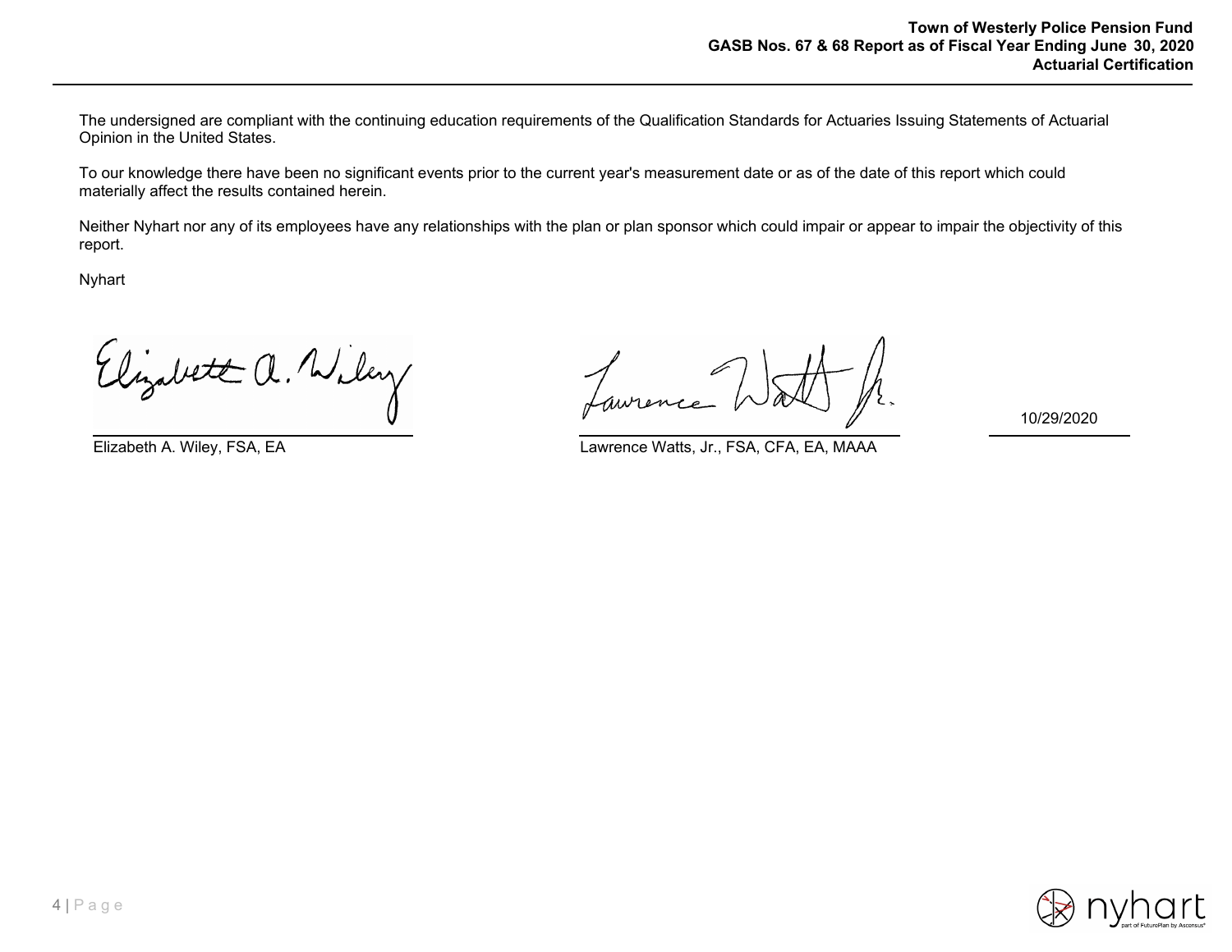The undersigned are compliant with the continuing education requirements of the Qualification Standards for Actuaries Issuing Statements of Actuarial Opinion in the United States.

To our knowledge there have been no significant events prior to the current year's measurement date or as of the date of this report which could materially affect the results contained herein.

Neither Nyhart nor any of its employees have any relationships with the plan or plan sponsor which could impair or appear to impair the objectivity of this report.

Nyhart

Elizabeth A. Wiley, FSA, EA

Lawrence Watts, Jr., FSA, CFA, EA, MAAA

10/29/2020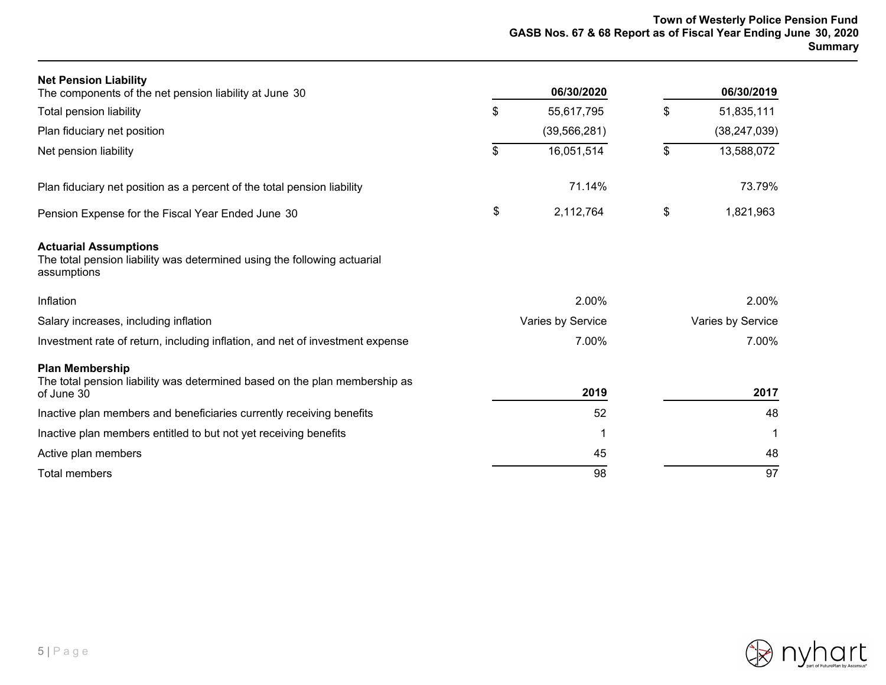## Net Pension Liability

| The components of the net pension liability at June 30 | 06/30/2020 | 06/30/2019 |
|---|---|---|
| Total pension liability | $ 55,617,795 | $ 51,835,111 |
| Plan fiduciary net position | (39,566,281) | (38,247,039) |
| Net pension liability | $ 16,051,514 | $ 13,588,072 |
| | | |
| Plan fiduciary net position as a percent of the total pension liability | 71.14% | 73.79% |
| | | |
| Pension Expense for the Fiscal Year Ended June 30 | $ 2,112,764 | $ 1,821,963 |

## Actuarial Assumptions

The total pension liability was determined using the following actuarial assumptions

| | 06/30/2020 | 06/30/2019 |
|---|---|---|
| Inflation | 2.00% | 2.00% |
| Salary increases, including inflation | Varies by Service | Varies by Service |
| Investment rate of return, including inflation, and net of investment expense | 7.00% | 7.00% |

## Plan Membership

| The total pension liability was determined based on the plan membership as of June 30 | 2019 | 2017 |
|---|---|---|
| Inactive plan members and beneficiaries currently receiving benefits | 52 | 48 |
| Inactive plan members entitled to but not yet receiving benefits | 1 | 1 |
| Active plan members | 45 | 48 |
| Total members | 98 | 97 |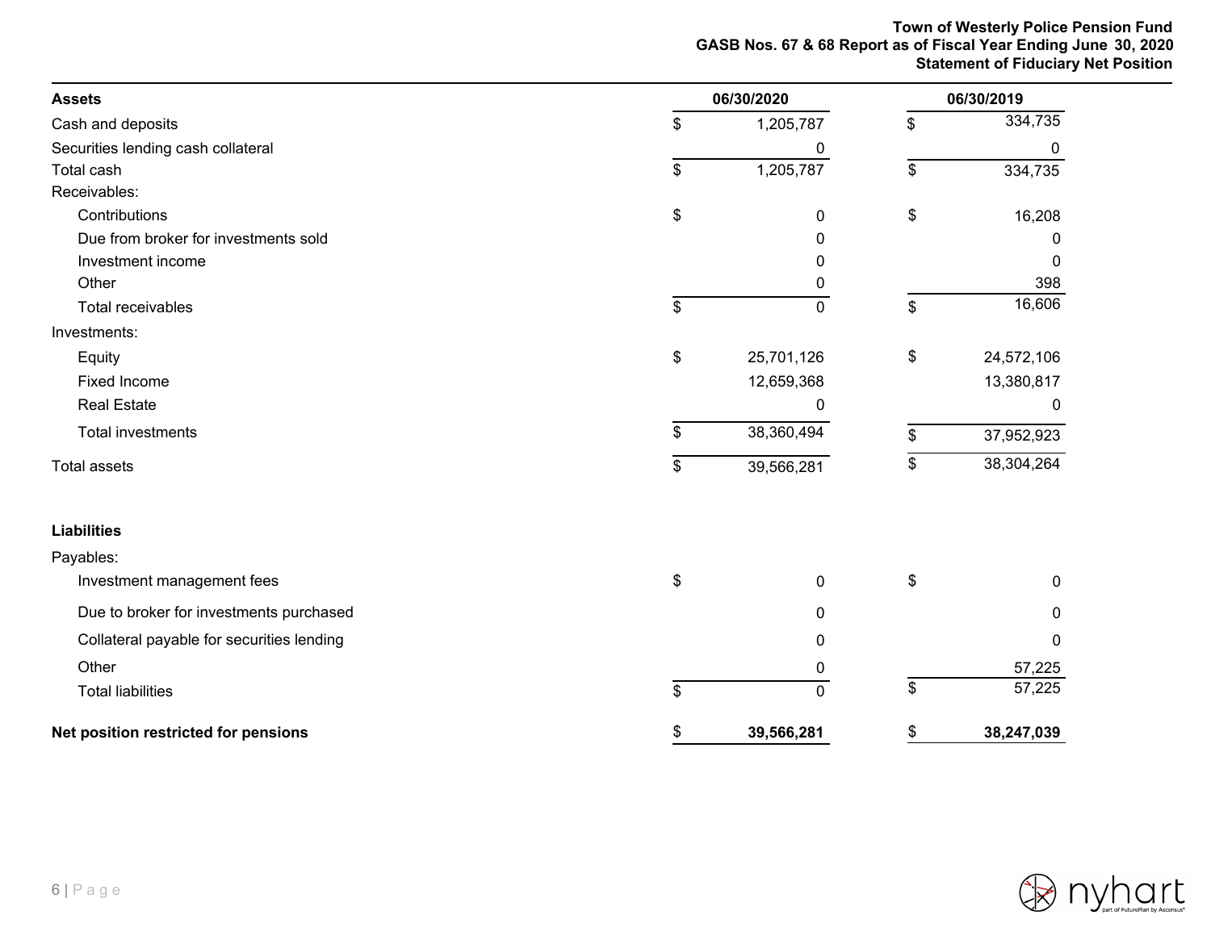# Town of Westerly Police Pension Fund
## GASB Nos. 67 & 68 Report as of Fiscal Year Ending June 30, 2020
## Statement of Fiduciary Net Position

| **Assets** | **06/30/2020** | **06/30/2019** |
|---|---|---|
| Cash and deposits | $ 1,205,787 | $ 334,735 |
| Securities lending cash collateral | 0 | 0 |
| Total cash | $ 1,205,787 | $ 334,735 |
| Receivables: | | |
| Contributions | $ 0 | $ 16,208 |
| Due from broker for investments sold | 0 | 0 |
| Investment income | 0 | 0 |
| Other | 0 | 398 |
| Total receivables | $ 0 | $ 16,606 |
| Investments: | | |
| Equity | $ 25,701,126 | $ 24,572,106 |
| Fixed Income | 12,659,368 | 13,380,817 |
| Real Estate | 0 | 0 |
| Total investments | $ 38,360,494 | $ 37,952,923 |
| Total assets | $ 39,566,281 | $ 38,304,264 |
| | | |
| **Liabilities** | | |
| Payables: | | |
| Investment management fees | $ 0 | $ 0 |
| Due to broker for investments purchased | 0 | 0 |
| Collateral payable for securities lending | 0 | 0 |
| Other | 0 | 57,225 |
| Total liabilities | $ 0 | $ 57,225 |
| | | |
| **Net position restricted for pensions** | **$ 39,566,281** | **$ 38,247,039** |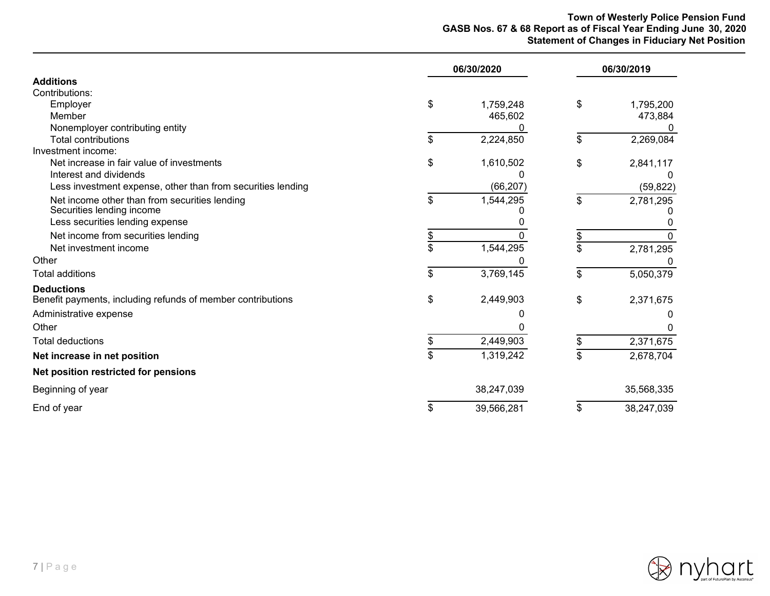# Town of Westerly Police Pension Fund
## GASB Nos. 67 & 68 Report as of Fiscal Year Ending June 30, 2020
## Statement of Changes in Fiduciary Net Position

| | 06/30/2020 | 06/30/2019 |
|---|---|---|
| **Additions** | | |
| Contributions: | | |
| Employer | $ 1,759,248 | $ 1,795,200 |
| Member | 465,602 | 473,884 |
| Nonemployer contributing entity | 0 | 0 |
| Total contributions | $ 2,224,850 | $ 2,269,084 |
| Investment income: | | |
| Net increase in fair value of investments | $ 1,610,502 | $ 2,841,117 |
| Interest and dividends | 0 | 0 |
| Less investment expense, other than from securities lending | (66,207) | (59,822) |
| Net income other than from securities lending | $ 1,544,295 | $ 2,781,295 |
| Securities lending income | 0 | 0 |
| Less securities lending expense | 0 | 0 |
| Net income from securities lending | $ 0 | $ 0 |
| Net investment income | $ 1,544,295 | $ 2,781,295 |
| Other | 0 | 0 |
| Total additions | $ 3,769,145 | $ 5,050,379 |
| **Deductions** | | |
| Benefit payments, including refunds of member contributions | $ 2,449,903 | $ 2,371,675 |
| Administrative expense | 0 | 0 |
| Other | 0 | 0 |
| Total deductions | $ 2,449,903 | $ 2,371,675 |
| **Net increase in net position** | $ 1,319,242 | $ 2,678,704 |
| **Net position restricted for pensions** | | |
| Beginning of year | 38,247,039 | 35,568,335 |
| End of year | $ 39,566,281 | $ 38,247,039 |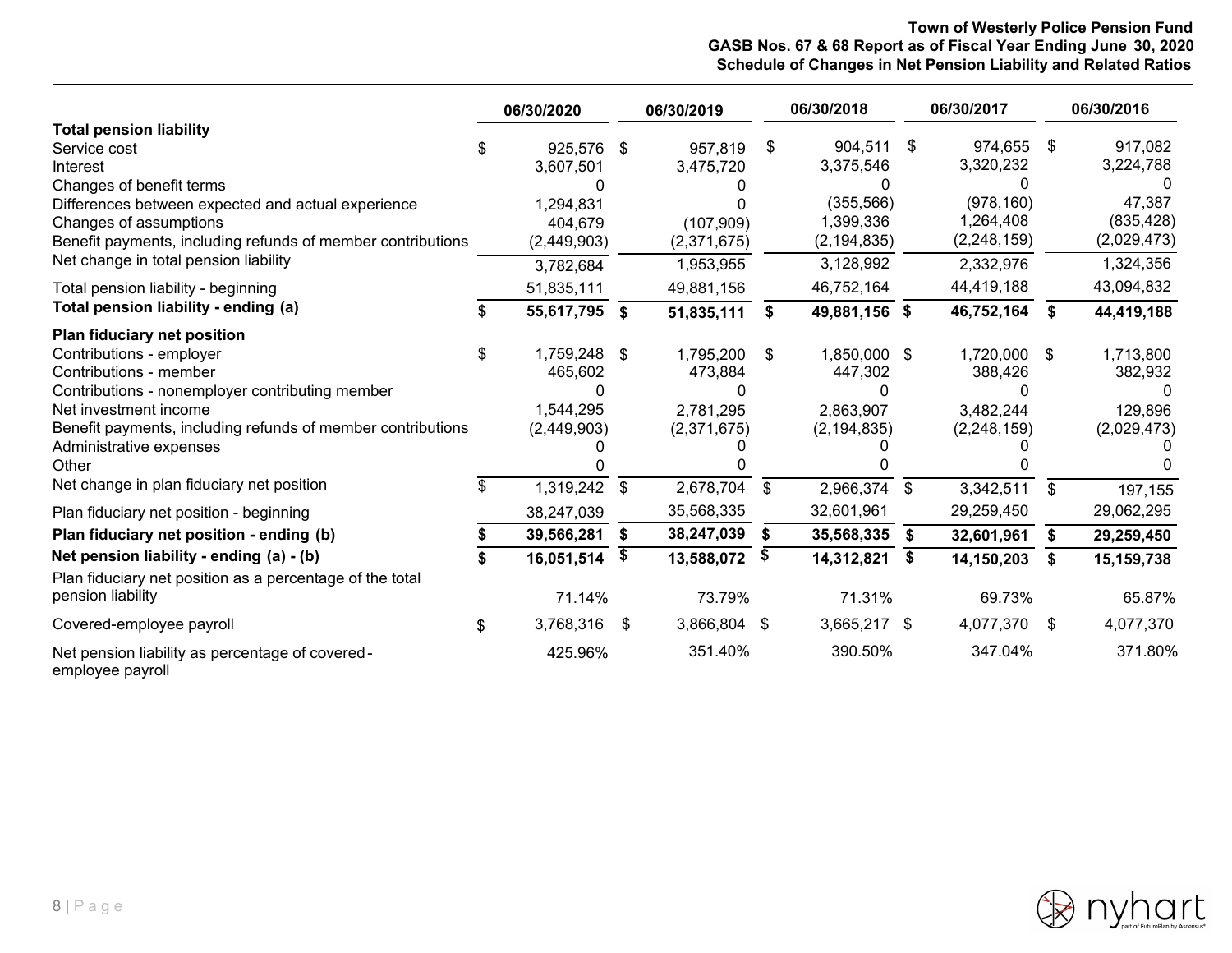**Town of Westerly Police Pension Fund**
**GASB Nos. 67 & 68 Report as of Fiscal Year Ending June 30, 2020**
**Schedule of Changes in Net Pension Liability and Related Ratios**

| | 06/30/2020 | 06/30/2019 | 06/30/2018 | 06/30/2017 | 06/30/2016 |
|---|---|---|---|---|---|
| **Total pension liability** | | | | | |
| Service cost | $ 925,576 | $ 957,819 | $ 904,511 | $ 974,655 | $ 917,082 |
| Interest | 3,607,501 | 3,475,720 | 3,375,546 | 3,320,232 | 3,224,788 |
| Changes of benefit terms | 0 | 0 | 0 | 0 | 0 |
| Differences between expected and actual experience | 1,294,831 | 0 | (355,566) | (978,160) | 47,387 |
| Changes of assumptions | 404,679 | (107,909) | 1,399,336 | 1,264,408 | (835,428) |
| Benefit payments, including refunds of member contributions | (2,449,903) | (2,371,675) | (2,194,835) | (2,248,159) | (2,029,473) |
| Net change in total pension liability | 3,782,684 | 1,953,955 | 3,128,992 | 2,332,976 | 1,324,356 |
| Total pension liability - beginning | 51,835,111 | 49,881,156 | 46,752,164 | 44,419,188 | 43,094,832 |
| **Total pension liability - ending (a)** | **$ 55,617,795** | **$ 51,835,111** | **$ 49,881,156** | **$ 46,752,164** | **$ 44,419,188** |
| **Plan fiduciary net position** | | | | | |
| Contributions - employer | $ 1,759,248 | $ 1,795,200 | $ 1,850,000 | $ 1,720,000 | $ 1,713,800 |
| Contributions - member | 465,602 | 473,884 | 447,302 | 388,426 | 382,932 |
| Contributions - nonemployer contributing member | 0 | 0 | 0 | 0 | 0 |
| Net investment income | 1,544,295 | 2,781,295 | 2,863,907 | 3,482,244 | 129,896 |
| Benefit payments, including refunds of member contributions | (2,449,903) | (2,371,675) | (2,194,835) | (2,248,159) | (2,029,473) |
| Administrative expenses | 0 | 0 | 0 | 0 | 0 |
| Other | 0 | 0 | 0 | 0 | 0 |
| Net change in plan fiduciary net position | $ 1,319,242 | $ 2,678,704 | $ 2,966,374 | $ 3,342,511 | $ 197,155 |
| Plan fiduciary net position - beginning | 38,247,039 | 35,568,335 | 32,601,961 | 29,259,450 | 29,062,295 |
| **Plan fiduciary net position - ending (b)** | **$ 39,566,281** | **$ 38,247,039** | **$ 35,568,335** | **$ 32,601,961** | **$ 29,259,450** |
| **Net pension liability - ending (a) - (b)** | **$ 16,051,514** | **$ 13,588,072** | **$ 14,312,821** | **$ 14,150,203** | **$ 15,159,738** |
| Plan fiduciary net position as a percentage of the total pension liability | 71.14% | 73.79% | 71.31% | 69.73% | 65.87% |
| Covered-employee payroll | $ 3,768,316 | $ 3,866,804 | $ 3,665,217 | $ 4,077,370 | $ 4,077,370 |
| Net pension liability as percentage of covered-employee payroll | 425.96% | 351.40% | 390.50% | 347.04% | 371.80% |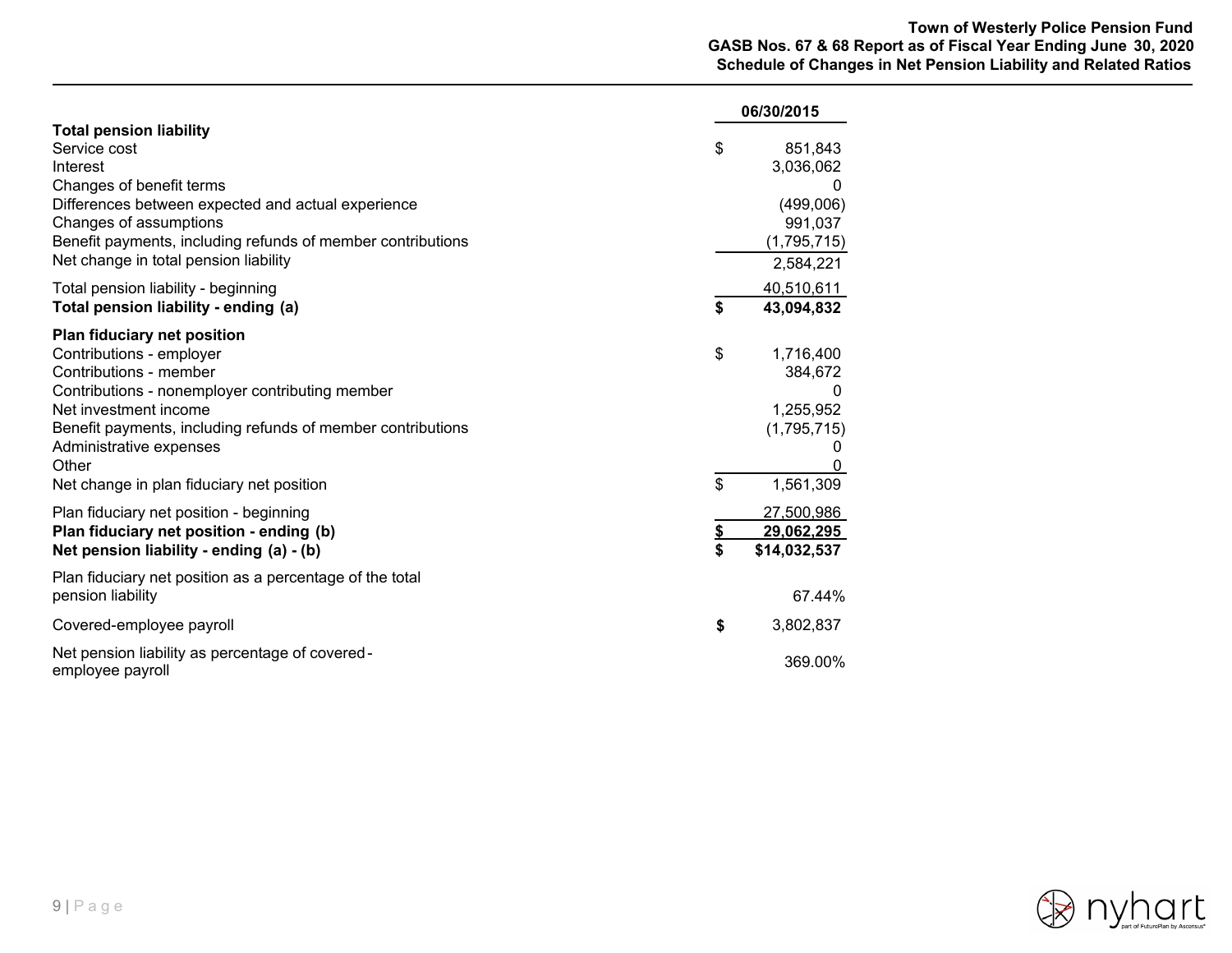Town of Westerly Police Pension Fund
GASB Nos. 67 & 68 Report as of Fiscal Year Ending June 30, 2020
Schedule of Changes in Net Pension Liability and Related Ratios

| | 06/30/2015 |
|---|---|
| **Total pension liability** | |
| Service cost | $ 851,843 |
| Interest | 3,036,062 |
| Changes of benefit terms | 0 |
| Differences between expected and actual experience | (499,006) |
| Changes of assumptions | 991,037 |
| Benefit payments, including refunds of member contributions | (1,795,715) |
| Net change in total pension liability | 2,584,221 |
| Total pension liability - beginning | 40,510,611 |
| **Total pension liability - ending (a)** | **$ 43,094,832** |
| **Plan fiduciary net position** | |
| Contributions - employer | $ 1,716,400 |
| Contributions - member | 384,672 |
| Contributions - nonemployer contributing member | 0 |
| Net investment income | 1,255,952 |
| Benefit payments, including refunds of member contributions | (1,795,715) |
| Administrative expenses | 0 |
| Other | 0 |
| Net change in plan fiduciary net position | $ 1,561,309 |
| Plan fiduciary net position - beginning | 27,500,986 |
| **Plan fiduciary net position - ending (b)** | **$ 29,062,295** |
| **Net pension liability - ending (a) - (b)** | **$ $14,032,537** |
| Plan fiduciary net position as a percentage of the total pension liability | 67.44% |
| Covered-employee payroll | **$** 3,802,837 |
| Net pension liability as percentage of covered-employee payroll | 369.00% |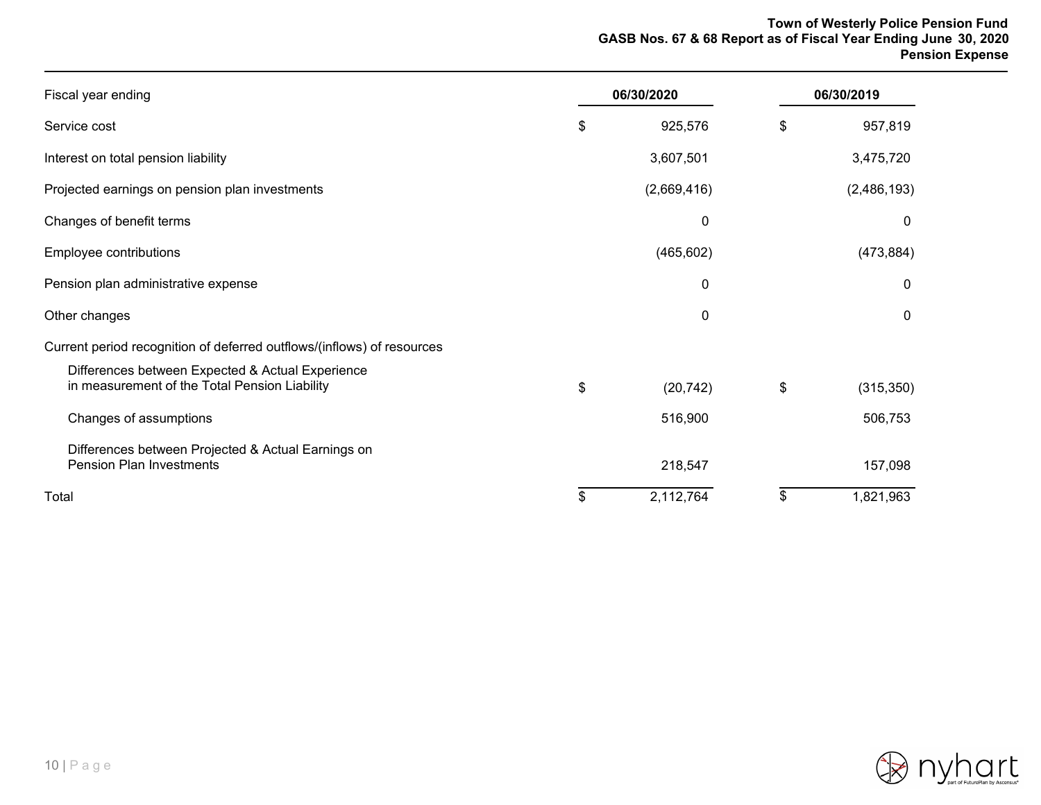# Town of Westerly Police Pension Fund
## GASB Nos. 67 & 68 Report as of Fiscal Year Ending June 30, 2020
### Pension Expense

| Fiscal year ending | 06/30/2020 | 06/30/2019 |
|---|---|---|
| Service cost | $ 925,576 | $ 957,819 |
| Interest on total pension liability | 3,607,501 | 3,475,720 |
| Projected earnings on pension plan investments | (2,669,416) | (2,486,193) |
| Changes of benefit terms | 0 | 0 |
| Employee contributions | (465,602) | (473,884) |
| Pension plan administrative expense | 0 | 0 |
| Other changes | 0 | 0 |
| Current period recognition of deferred outflows/(inflows) of resources | | |
| Differences between Expected & Actual Experience in measurement of the Total Pension Liability | $ (20,742) | $ (315,350) |
| Changes of assumptions | 516,900 | 506,753 |
| Differences between Projected & Actual Earnings on Pension Plan Investments | 218,547 | 157,098 |
| Total | $ 2,112,764 | $ 1,821,963 |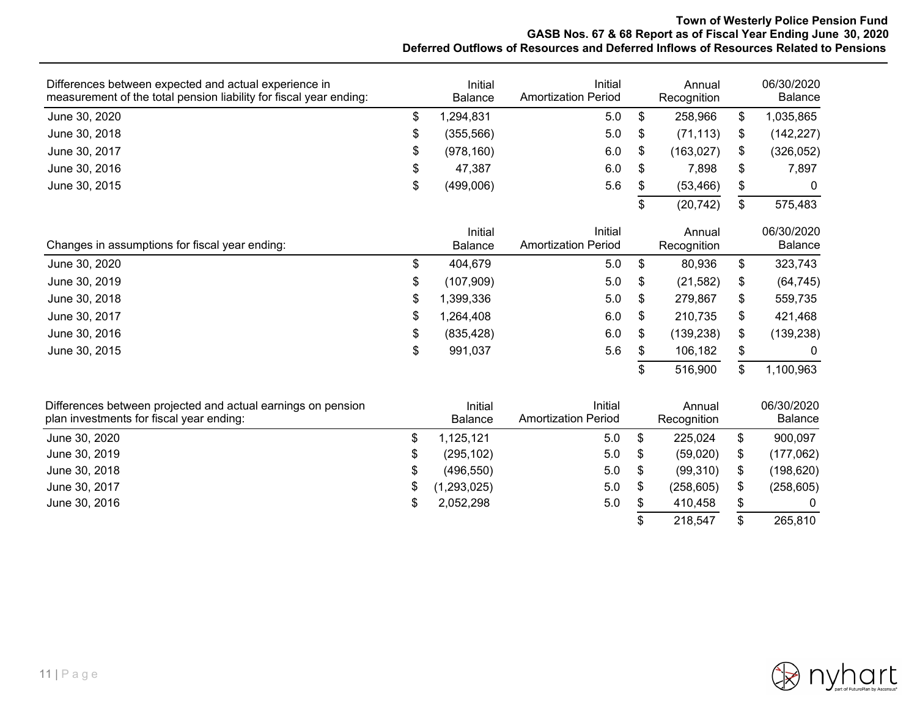# Town of Westerly Police Pension Fund
## GASB Nos. 67 & 68 Report as of Fiscal Year Ending June 30, 2020
## Deferred Outflows of Resources and Deferred Inflows of Resources Related to Pensions

| Differences between expected and actual experience in measurement of the total pension liability for fiscal year ending: | Initial Balance | Initial Amortization Period | Annual Recognition | 06/30/2020 Balance |
|---|---|---|---|---|
| June 30, 2020 | $ 1,294,831 | 5.0 | $ 258,966 | $ 1,035,865 |
| June 30, 2018 | $ (355,566) | 5.0 | $ (71,113) | $ (142,227) |
| June 30, 2017 | $ (978,160) | 6.0 | $ (163,027) | $ (326,052) |
| June 30, 2016 | $ 47,387 | 6.0 | $ 7,898 | $ 7,897 |
| June 30, 2015 | $ (499,006) | 5.6 | $ (53,466) | $ 0 |
| | | | $ (20,742) | $ 575,483 |

| Changes in assumptions for fiscal year ending: | Initial Balance | Initial Amortization Period | Annual Recognition | 06/30/2020 Balance |
|---|---|---|---|---|
| June 30, 2020 | $ 404,679 | 5.0 | $ 80,936 | $ 323,743 |
| June 30, 2019 | $ (107,909) | 5.0 | $ (21,582) | $ (64,745) |
| June 30, 2018 | $ 1,399,336 | 5.0 | $ 279,867 | $ 559,735 |
| June 30, 2017 | $ 1,264,408 | 6.0 | $ 210,735 | $ 421,468 |
| June 30, 2016 | $ (835,428) | 6.0 | $ (139,238) | $ (139,238) |
| June 30, 2015 | $ 991,037 | 5.6 | $ 106,182 | $ 0 |
| | | | $ 516,900 | $ 1,100,963 |

| Differences between projected and actual earnings on pension plan investments for fiscal year ending: | Initial Balance | Initial Amortization Period | Annual Recognition | 06/30/2020 Balance |
|---|---|---|---|---|
| June 30, 2020 | $ 1,125,121 | 5.0 | $ 225,024 | $ 900,097 |
| June 30, 2019 | $ (295,102) | 5.0 | $ (59,020) | $ (177,062) |
| June 30, 2018 | $ (496,550) | 5.0 | $ (99,310) | $ (198,620) |
| June 30, 2017 | $ (1,293,025) | 5.0 | $ (258,605) | $ (258,605) |
| June 30, 2016 | $ 2,052,298 | 5.0 | $ 410,458 | $ 0 |
| | | | $ 218,547 | $ 265,810 |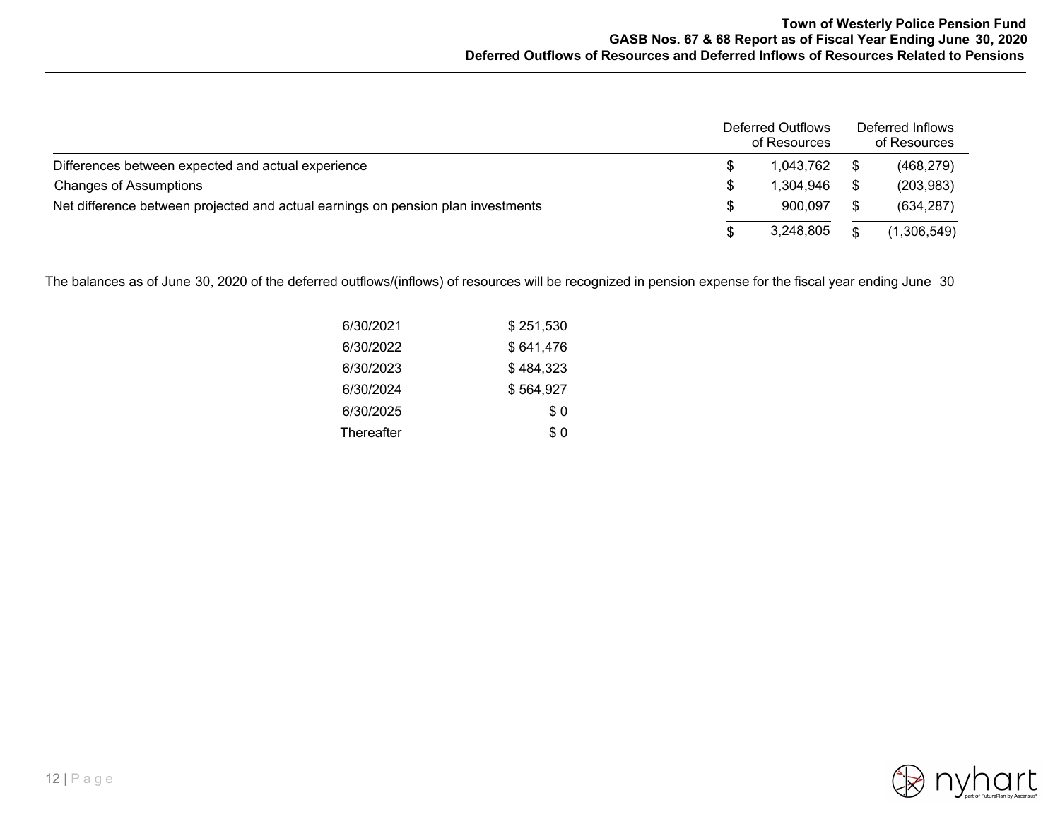## Deferred Outflows of Resources and Deferred Inflows of Resources Related to Pensions

| | Deferred Outflows of Resources | Deferred Inflows of Resources |
|---|---|---|
| Differences between expected and actual experience | $ 1,043,762 | $ (468,279) |
| Changes of Assumptions | $ 1,304,946 | $ (203,983) |
| Net difference between projected and actual earnings on pension plan investments | $ 900,097 | $ (634,287) |
| | $ 3,248,805 | $ (1,306,549) |

The balances as of June 30, 2020 of the deferred outflows/(inflows) of resources will be recognized in pension expense for the fiscal year ending June 30

| | |
|---|---|
| 6/30/2021 | $ 251,530 |
| 6/30/2022 | $ 641,476 |
| 6/30/2023 | $ 484,323 |
| 6/30/2024 | $ 564,927 |
| 6/30/2025 | $ 0 |
| Thereafter | $ 0 |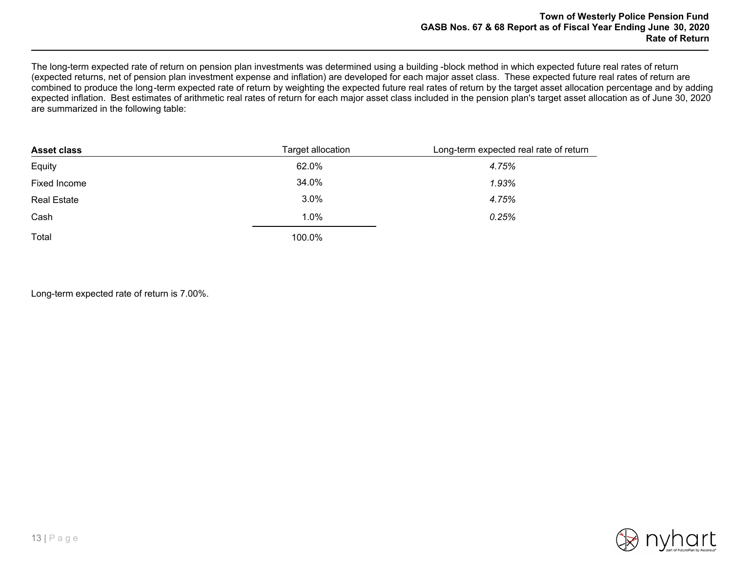The long-term expected rate of return on pension plan investments was determined using a building -block method in which expected future real rates of return (expected returns, net of pension plan investment expense and inflation) are developed for each major asset class. These expected future real rates of return are combined to produce the long-term expected rate of return by weighting the expected future real rates of return by the target asset allocation percentage and by adding expected inflation. Best estimates of arithmetic real rates of return for each major asset class included in the pension plan's target asset allocation as of June 30, 2020 are summarized in the following table:

| **Asset class** | Target allocation | Long-term expected real rate of return |
|---|---|---|
| Equity | 62.0% | *4.75%* |
| Fixed Income | 34.0% | *1.93%* |
| Real Estate | 3.0% | *4.75%* |
| Cash | 1.0% | *0.25%* |
| Total | 100.0% | |

Long-term expected rate of return is 7.00%.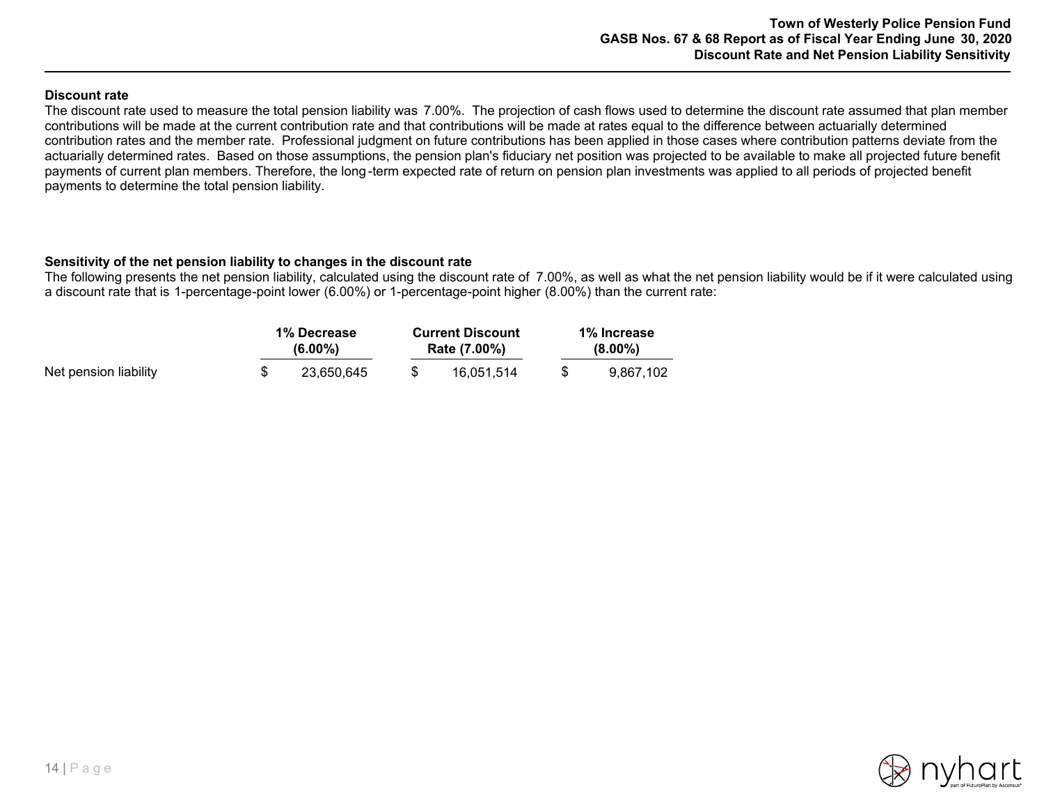### Discount rate

The discount rate used to measure the total pension liability was 7.00%. The projection of cash flows used to determine the discount rate assumed that plan member contributions will be made at the current contribution rate and that contributions will be made at rates equal to the difference between actuarially determined contribution rates and the member rate. Professional judgment on future contributions has been applied in those cases where contribution patterns deviate from the actuarially determined rates. Based on those assumptions, the pension plan's fiduciary net position was projected to be available to make all projected future benefit payments of current plan members. Therefore, the long-term expected rate of return on pension plan investments was applied to all periods of projected benefit payments to determine the total pension liability.

### Sensitivity of the net pension liability to changes in the discount rate

The following presents the net pension liability, calculated using the discount rate of 7.00%, as well as what the net pension liability would be if it were calculated using a discount rate that is 1-percentage-point lower (6.00%) or 1-percentage-point higher (8.00%) than the current rate:

| | 1% Decrease (6.00%) | Current Discount Rate (7.00%) | 1% Increase (8.00%) |
|---|---|---|---|
| Net pension liability | $ 23,650,645 | $ 16,051,514 | $ 9,867,102 |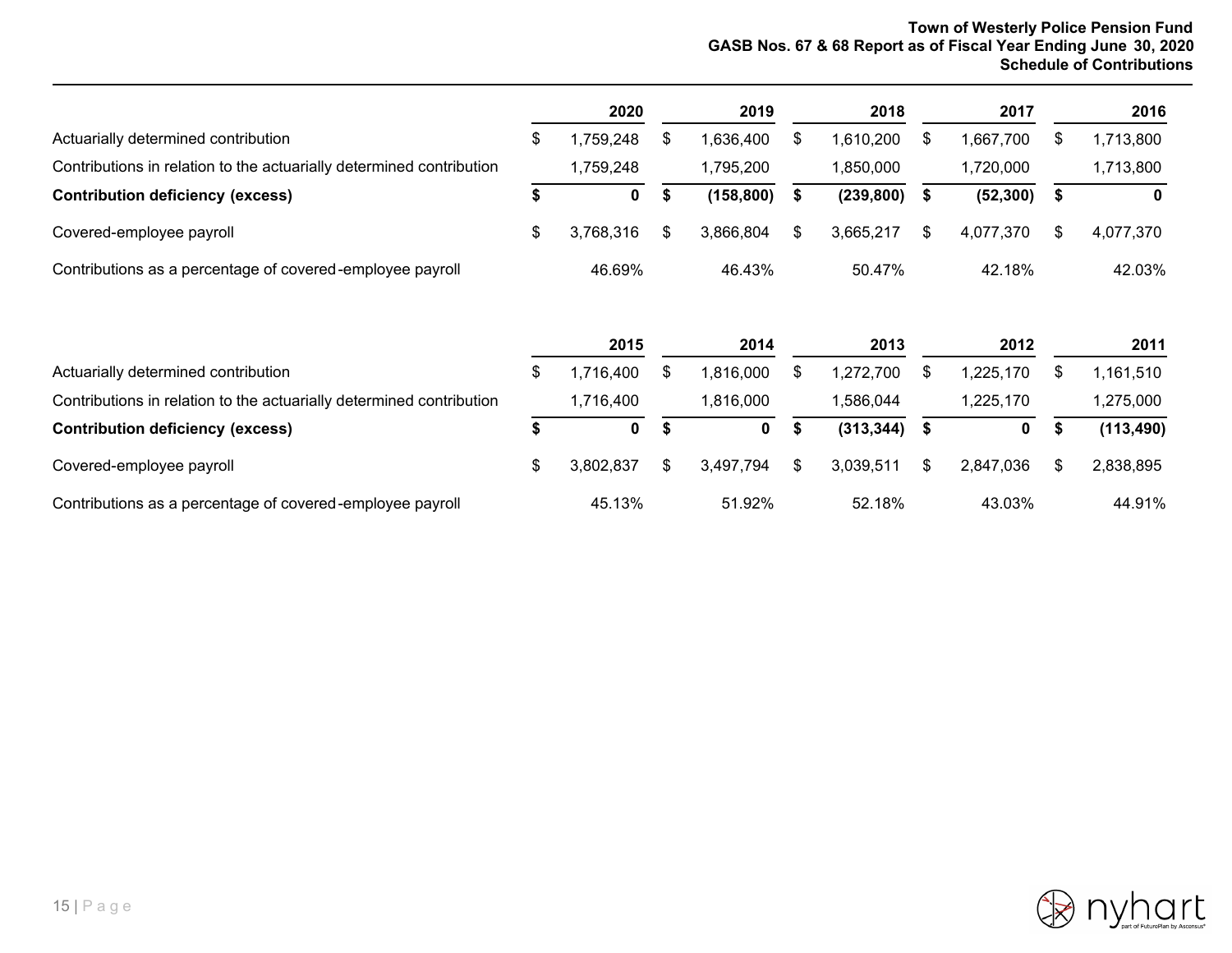## Schedule of Contributions

| | 2020 | 2019 | 2018 | 2017 | 2016 |
|---|---|---|---|---|---|
| Actuarially determined contribution | $ 1,759,248 | $ 1,636,400 | $ 1,610,200 | $ 1,667,700 | $ 1,713,800 |
| Contributions in relation to the actuarially determined contribution | 1,759,248 | 1,795,200 | 1,850,000 | 1,720,000 | 1,713,800 |
| **Contribution deficiency (excess)** | **$ 0** | **$ (158,800)** | **$ (239,800)** | **$ (52,300)** | **$ 0** |
| Covered-employee payroll | $ 3,768,316 | $ 3,866,804 | $ 3,665,217 | $ 4,077,370 | $ 4,077,370 |
| Contributions as a percentage of covered-employee payroll | 46.69% | 46.43% | 50.47% | 42.18% | 42.03% |

| | 2015 | 2014 | 2013 | 2012 | 2011 |
|---|---|---|---|---|---|
| Actuarially determined contribution | $ 1,716,400 | $ 1,816,000 | $ 1,272,700 | $ 1,225,170 | $ 1,161,510 |
| Contributions in relation to the actuarially determined contribution | 1,716,400 | 1,816,000 | 1,586,044 | 1,225,170 | 1,275,000 |
| **Contribution deficiency (excess)** | **$ 0** | **$ 0** | **$ (313,344)** | **$ 0** | **$ (113,490)** |
| Covered-employee payroll | $ 3,802,837 | $ 3,497,794 | $ 3,039,511 | $ 2,847,036 | $ 2,838,895 |
| Contributions as a percentage of covered-employee payroll | 45.13% | 51.92% | 52.18% | 43.03% | 44.91% |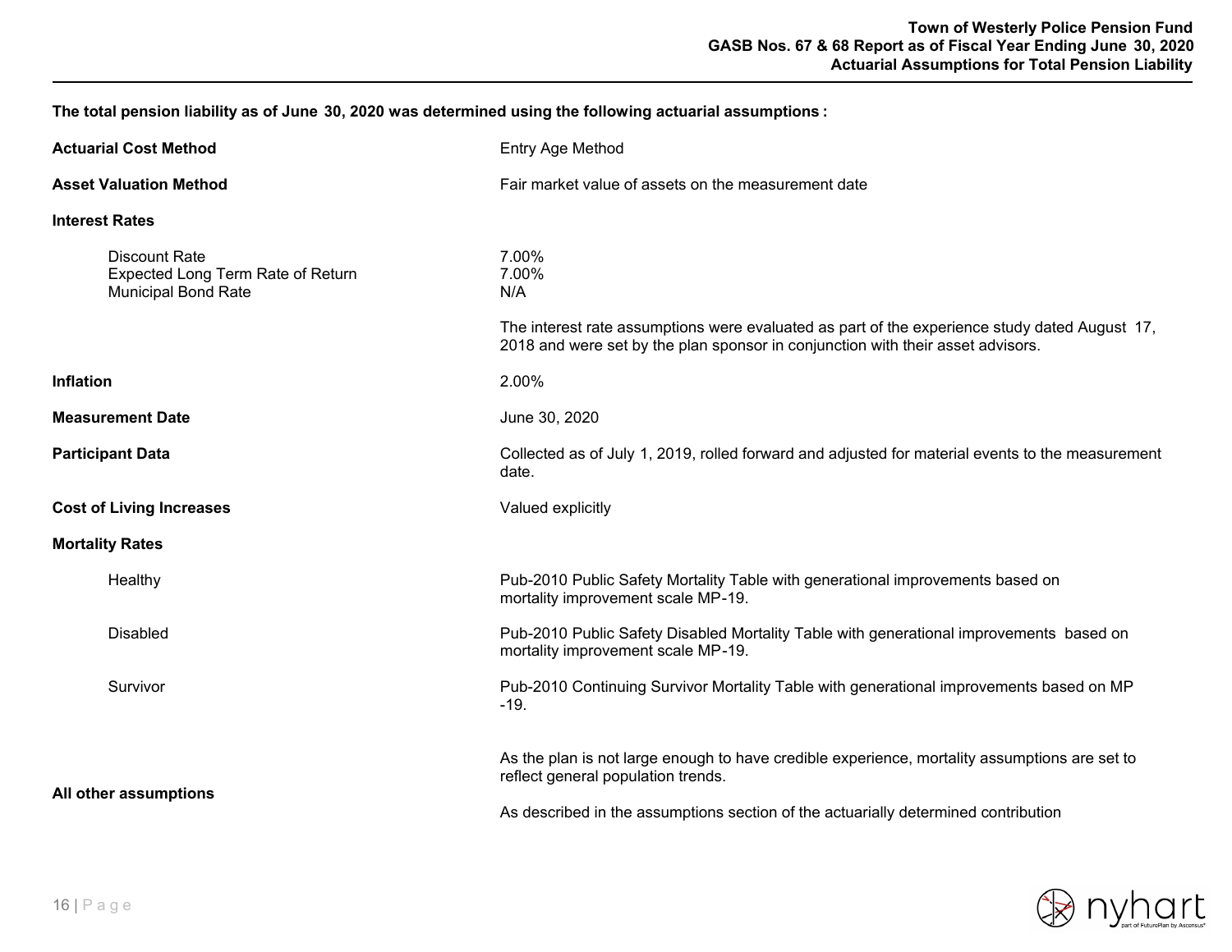**The total pension liability as of June 30, 2020 was determined using the following actuarial assumptions :**

**Actuarial Cost Method**
Entry Age Method

**Asset Valuation Method**
Fair market value of assets on the measurement date

**Interest Rates**

| | |
|---|---|
| Discount Rate | 7.00% |
| Expected Long Term Rate of Return | 7.00% |
| Municipal Bond Rate | N/A |

The interest rate assumptions were evaluated as part of the experience study dated August 17, 2018 and were set by the plan sponsor in conjunction with their asset advisors.

**Inflation**
2.00%

**Measurement Date**
June 30, 2020

**Participant Data**
Collected as of July 1, 2019, rolled forward and adjusted for material events to the measurement date.

**Cost of Living Increases**
Valued explicitly

**Mortality Rates**

Healthy
Pub-2010 Public Safety Mortality Table with generational improvements based on mortality improvement scale MP-19.

Disabled
Pub-2010 Public Safety Disabled Mortality Table with generational improvements based on mortality improvement scale MP-19.

Survivor
Pub-2010 Continuing Survivor Mortality Table with generational improvements based on MP -19.

As the plan is not large enough to have credible experience, mortality assumptions are set to reflect general population trends.

**All other assumptions**
As described in the assumptions section of the actuarially determined contribution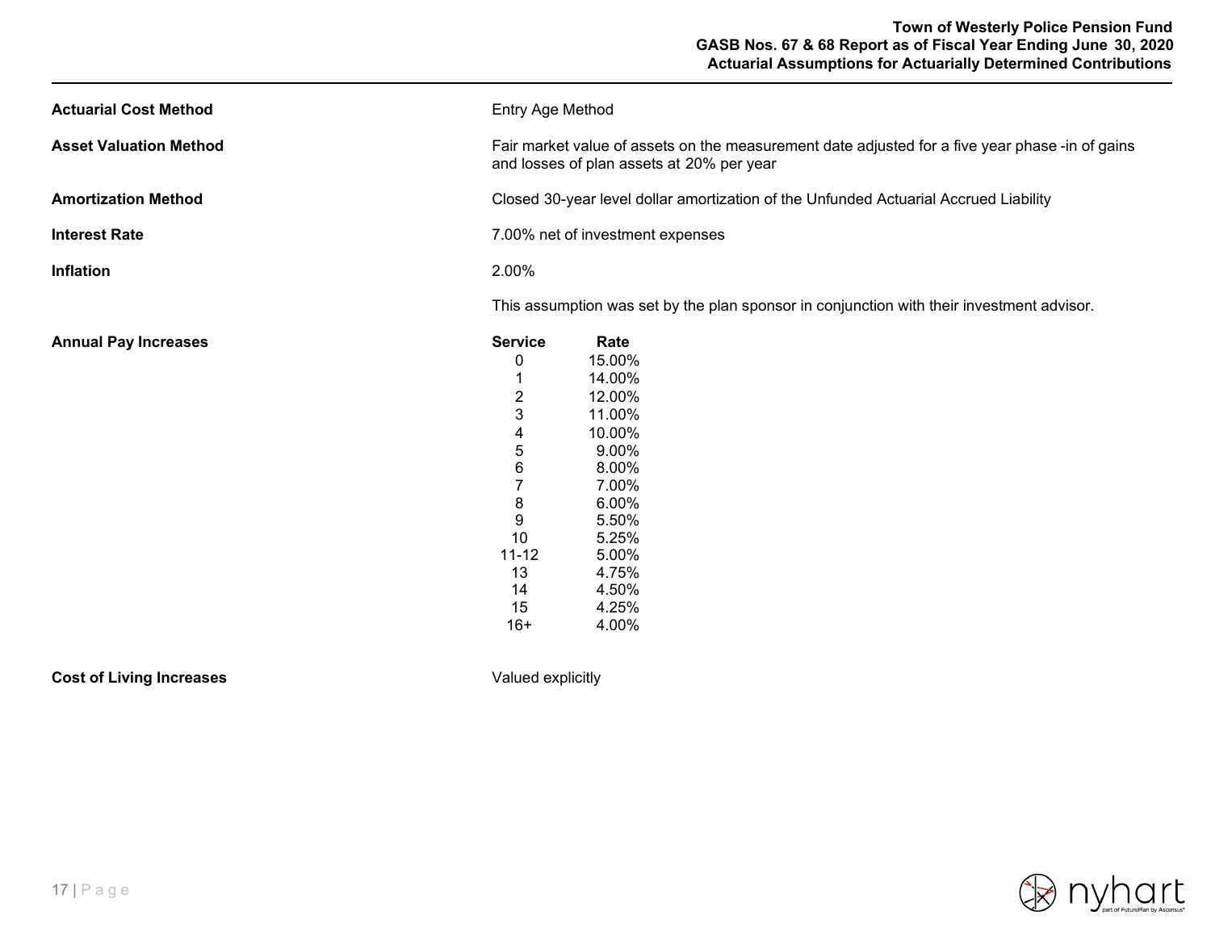**Actuarial Cost Method**

Entry Age Method

**Asset Valuation Method**

Fair market value of assets on the measurement date adjusted for a five year phase -in of gains and losses of plan assets at 20% per year

**Amortization Method**

Closed 30-year level dollar amortization of the Unfunded Actuarial Accrued Liability

**Interest Rate**

7.00% net of investment expenses

**Inflation**

2.00%

This assumption was set by the plan sponsor in conjunction with their investment advisor.

**Annual Pay Increases**

| Service | Rate |
|---|---|
| 0 | 15.00% |
| 1 | 14.00% |
| 2 | 12.00% |
| 3 | 11.00% |
| 4 | 10.00% |
| 5 | 9.00% |
| 6 | 8.00% |
| 7 | 7.00% |
| 8 | 6.00% |
| 9 | 5.50% |
| 10 | 5.25% |
| 11-12 | 5.00% |
| 13 | 4.75% |
| 14 | 4.50% |
| 15 | 4.25% |
| 16+ | 4.00% |

**Cost of Living Increases**

Valued explicitly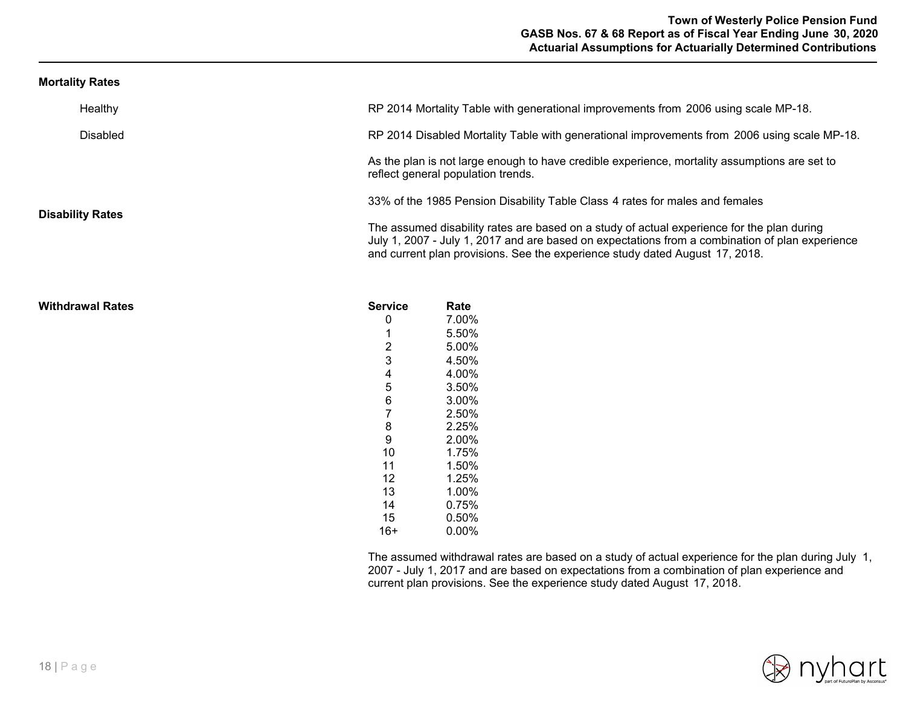## Mortality Rates

**Healthy**

RP 2014 Mortality Table with generational improvements from 2006 using scale MP-18.

**Disabled**

RP 2014 Disabled Mortality Table with generational improvements from 2006 using scale MP-18.

As the plan is not large enough to have credible experience, mortality assumptions are set to reflect general population trends.

## Disability Rates

33% of the 1985 Pension Disability Table Class 4 rates for males and females

The assumed disability rates are based on a study of actual experience for the plan during July 1, 2007 - July 1, 2017 and are based on expectations from a combination of plan experience and current plan provisions. See the experience study dated August 17, 2018.

## Withdrawal Rates

| Service | Rate |
|---|---|
| 0 | 7.00% |
| 1 | 5.50% |
| 2 | 5.00% |
| 3 | 4.50% |
| 4 | 4.00% |
| 5 | 3.50% |
| 6 | 3.00% |
| 7 | 2.50% |
| 8 | 2.25% |
| 9 | 2.00% |
| 10 | 1.75% |
| 11 | 1.50% |
| 12 | 1.25% |
| 13 | 1.00% |
| 14 | 0.75% |
| 15 | 0.50% |
| 16+ | 0.00% |

The assumed withdrawal rates are based on a study of actual experience for the plan during July 1, 2007 - July 1, 2017 and are based on expectations from a combination of plan experience and current plan provisions. See the experience study dated August 17, 2018.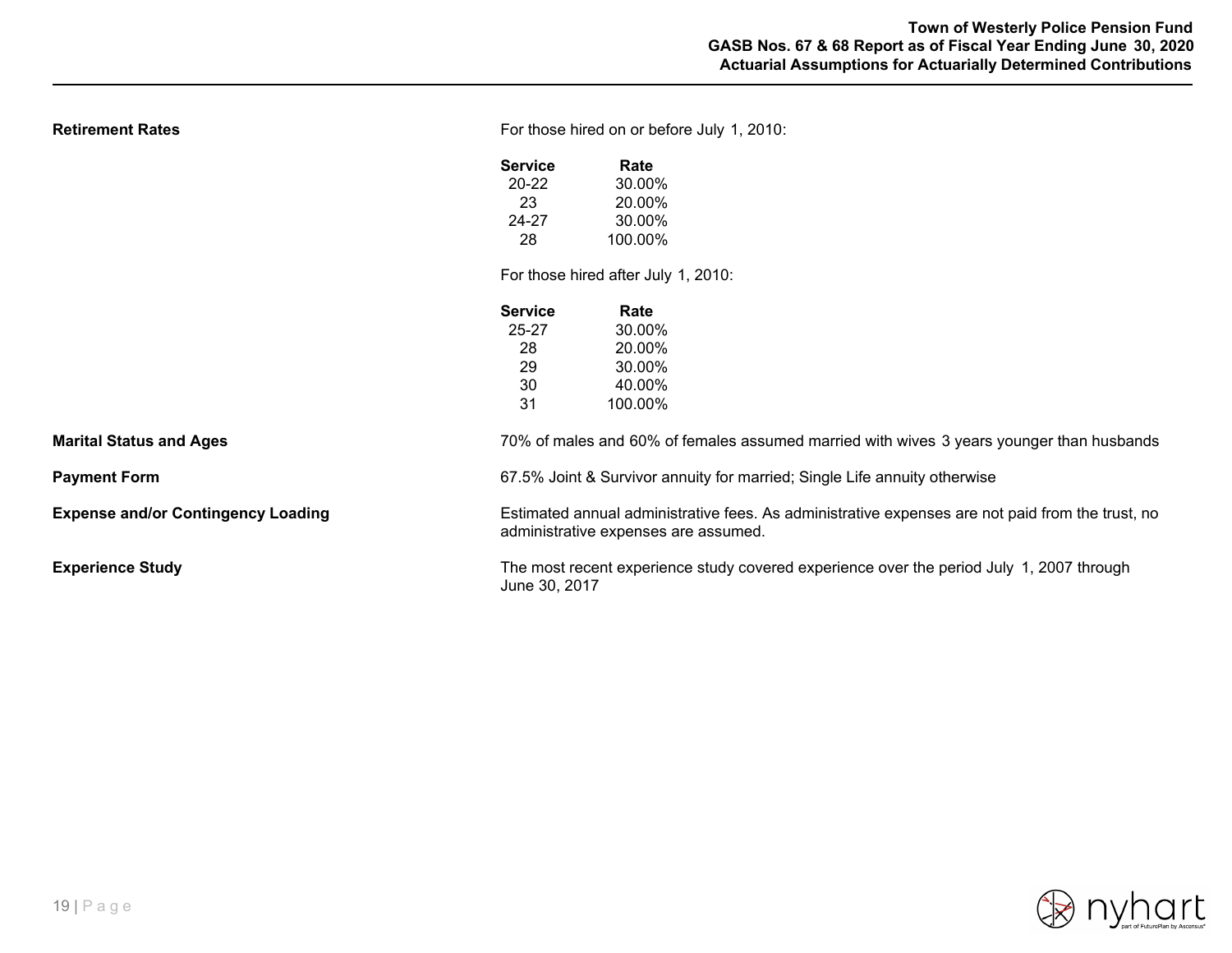**Retirement Rates**

For those hired on or before July 1, 2010:

| Service | Rate |
|---|---|
| 20-22 | 30.00% |
| 23 | 20.00% |
| 24-27 | 30.00% |
| 28 | 100.00% |

For those hired after July 1, 2010:

| Service | Rate |
|---|---|
| 25-27 | 30.00% |
| 28 | 20.00% |
| 29 | 30.00% |
| 30 | 40.00% |
| 31 | 100.00% |

**Marital Status and Ages**

70% of males and 60% of females assumed married with wives 3 years younger than husbands

**Payment Form**

67.5% Joint & Survivor annuity for married; Single Life annuity otherwise

**Expense and/or Contingency Loading**

Estimated annual administrative fees. As administrative expenses are not paid from the trust, no administrative expenses are assumed.

**Experience Study**

The most recent experience study covered experience over the period July 1, 2007 through June 30, 2017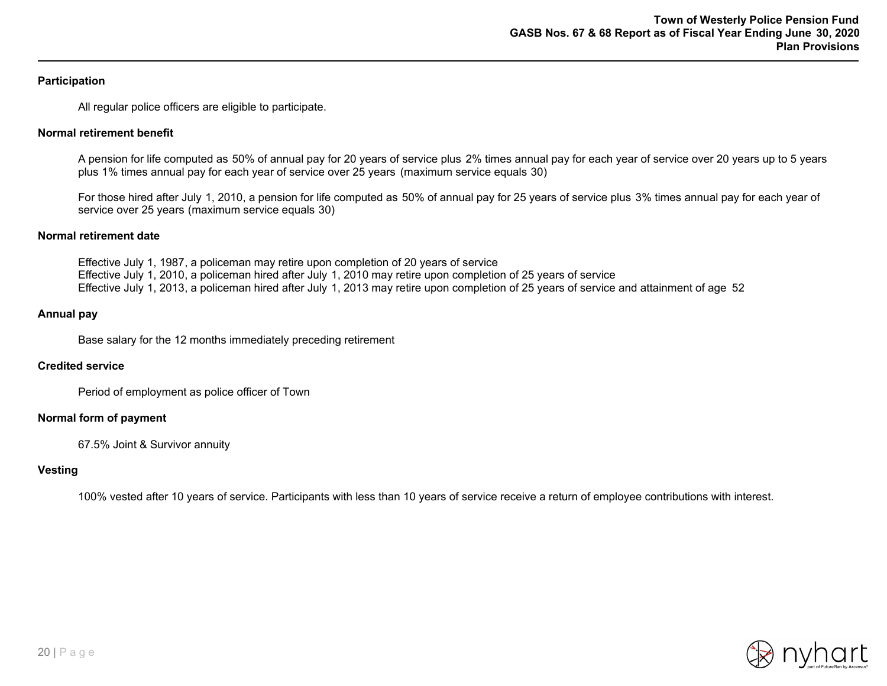## Participation

All regular police officers are eligible to participate.

## Normal retirement benefit

A pension for life computed as 50% of annual pay for 20 years of service plus 2% times annual pay for each year of service over 20 years up to 5 years plus 1% times annual pay for each year of service over 25 years (maximum service equals 30)

For those hired after July 1, 2010, a pension for life computed as 50% of annual pay for 25 years of service plus 3% times annual pay for each year of service over 25 years (maximum service equals 30)

## Normal retirement date

Effective July 1, 1987, a policeman may retire upon completion of 20 years of service
Effective July 1, 2010, a policeman hired after July 1, 2010 may retire upon completion of 25 years of service
Effective July 1, 2013, a policeman hired after July 1, 2013 may retire upon completion of 25 years of service and attainment of age 52

## Annual pay

Base salary for the 12 months immediately preceding retirement

## Credited service

Period of employment as police officer of Town

## Normal form of payment

67.5% Joint & Survivor annuity

## Vesting

100% vested after 10 years of service. Participants with less than 10 years of service receive a return of employee contributions with interest.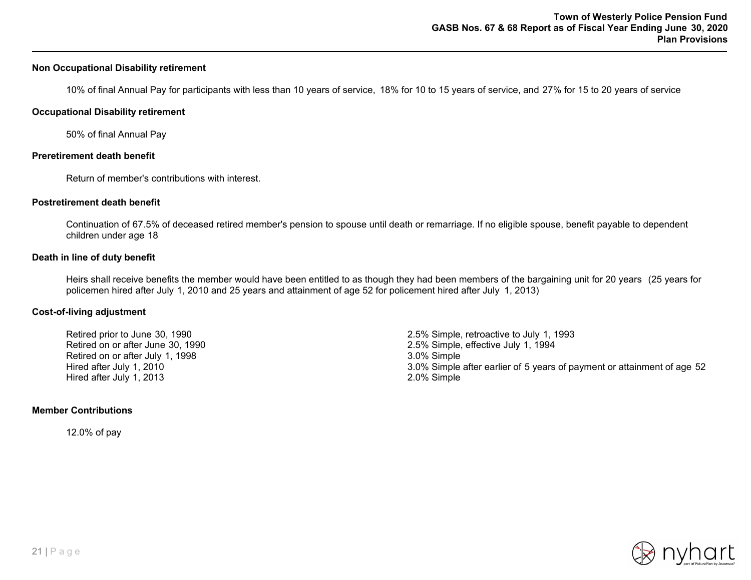### Non Occupational Disability retirement

10% of final Annual Pay for participants with less than 10 years of service, 18% for 10 to 15 years of service, and 27% for 15 to 20 years of service

### Occupational Disability retirement

50% of final Annual Pay

### Preretirement death benefit

Return of member's contributions with interest.

### Postretirement death benefit

Continuation of 67.5% of deceased retired member's pension to spouse until death or remarriage. If no eligible spouse, benefit payable to dependent children under age 18

### Death in line of duty benefit

Heirs shall receive benefits the member would have been entitled to as though they had been members of the bargaining unit for 20 years (25 years for policemen hired after July 1, 2010 and 25 years and attainment of age 52 for policement hired after July 1, 2013)

### Cost-of-living adjustment

| | |
|---|---|
| Retired prior to June 30, 1990 | 2.5% Simple, retroactive to July 1, 1993 |
| Retired on or after June 30, 1990 | 2.5% Simple, effective July 1, 1994 |
| Retired on or after July 1, 1998 | 3.0% Simple |
| Hired after July 1, 2010 | 3.0% Simple after earlier of 5 years of payment or attainment of age 52 |
| Hired after July 1, 2013 | 2.0% Simple |

### Member Contributions

12.0% of pay